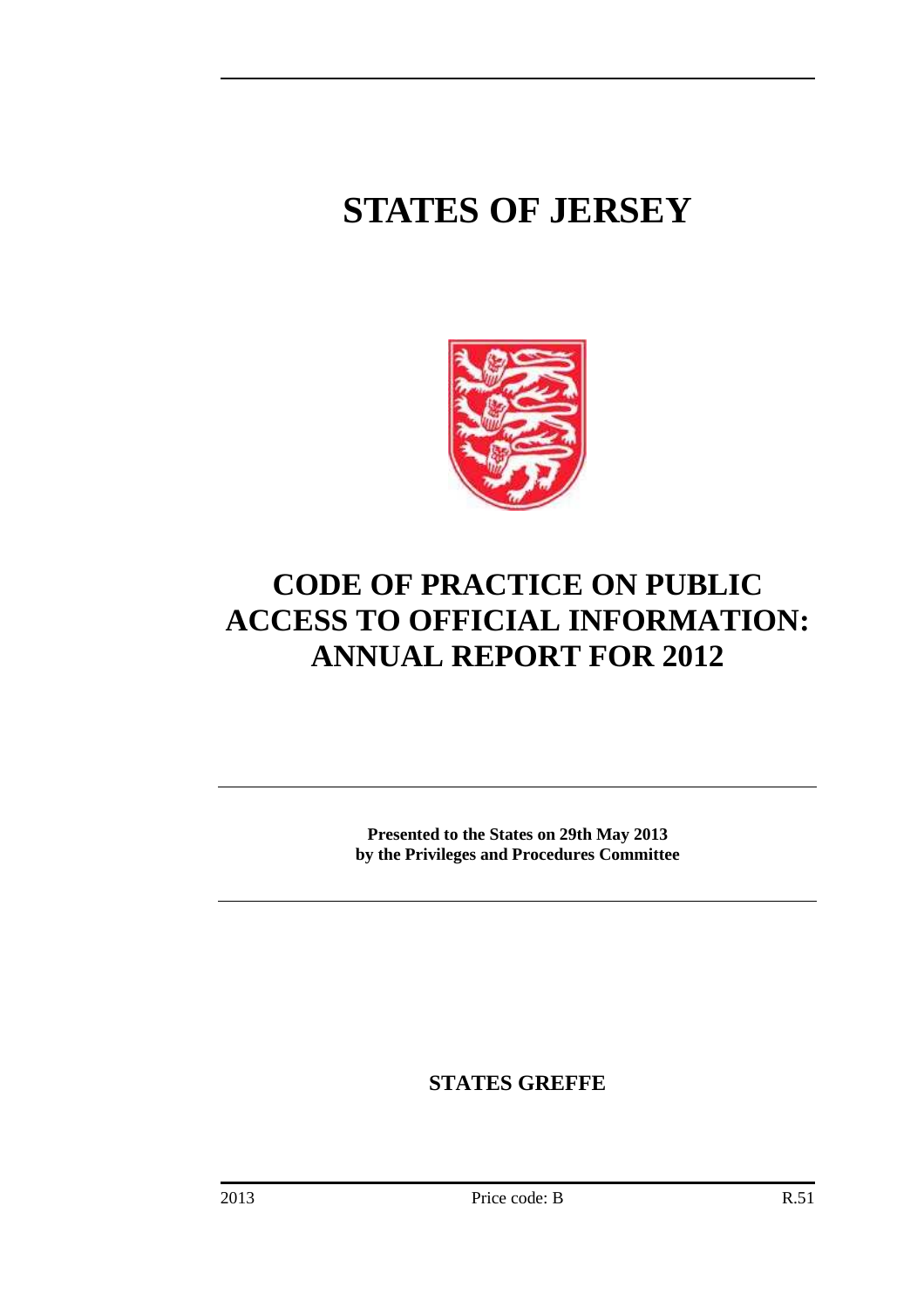# STATES OF JERSEY

# CODE OF PRACTICE ON PUBLIC ACCESS TO OFFICIAL INFORMATION: ANNUAL REPORT FOR 2012

**Presented to the States on 29th May 2013 by the Privileges and Procedures Committee**

**STATES GREFFE**

2013 Price code: B R.51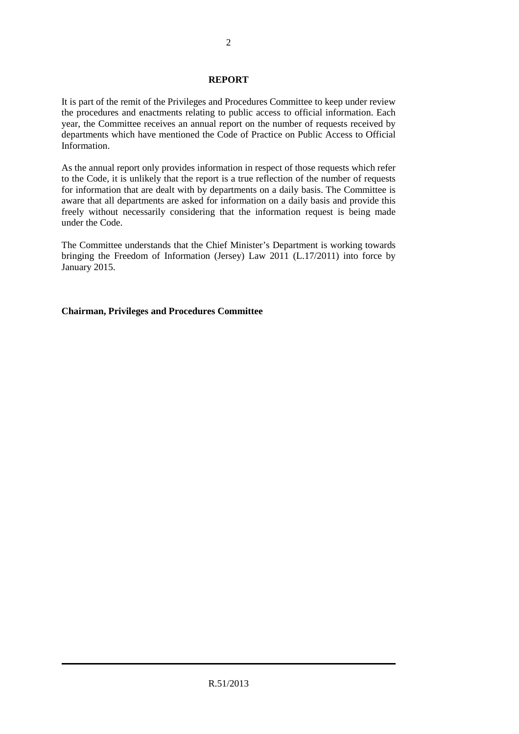## REPORT

It is part of the remit of the Privileges and Procedures Committee to keep under review the procedures and enactments relating to public access to official information. Each year, the Committee receives an annual report on the number of requests received by departments which have mentioned the Code of Practice on Public Access to Official Information.

As the annual report only provides information in respect of those requests which refer to the Code, it is unlikely that the report is a true reflection of the number of requests for information that are dealt with by departments on a daily basis. The Committee is aware that all departments are asked for information on a daily basis and provide this freely without necessarily considering that the information request is being made under the Code.

The Committee understands that the Chief Minister's Department is working towards bringing the Freedom of Information (Jersey) Law 2011 (L.17/2011) into force by January 2015.

**Chairman, Privileges and Procedures Committee**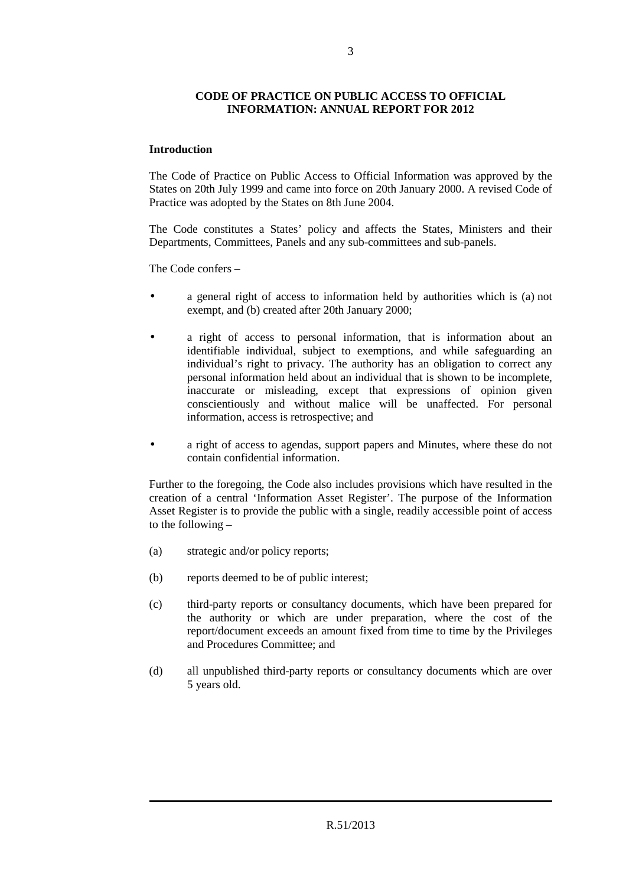**CODE OF PRACTICE ON PUBLIC ACCESS TO OFFICIAL INFORMATION: ANNUAL REPORT FOR 2012**

**Introduction**

The Code of Practice on Public Access to Official Information was approved by the States on 20th July 1999 and came into force on 20th January 2000. A revised Code of Practice was adopted by the States on 8th June 2004.

The Code constitutes a States' policy and affects the States, Ministers and their Departments, Committees, Panels and any sub-committees and sub-panels.

The Code confers –

- a general right of access to information held by authorities which is (a) not exempt, and (b) created after 20th January 2000;
- a right of access to personal information, that is information about an identifiable individual, subject to exemptions, and while safeguarding an individual's right to privacy. The authority has an obligation to correct any personal information held about an individual that is shown to be incomplete, inaccurate or misleading, except that expressions of opinion given conscientiously and without malice will be unaffected. For personal information, access is retrospective; and
- a right of access to agendas, support papers and Minutes, where these do not contain confidential information.

Further to the foregoing, the Code also includes provisions which have resulted in the creation of a central 'Information Asset Register'. The purpose of the Information Asset Register is to provide the public with a single, readily accessible point of access to the following –

(a) strategic and/or policy reports;

(b) reports deemed to be of public interest;

(c) third-party reports or consultancy documents, which have been prepared for the authority or which are under preparation, where the cost of the report/document exceeds an amount fixed from time to time by the Privileges and Procedures Committee; and

(d) all unpublished third-party reports or consultancy documents which are over 5 years old.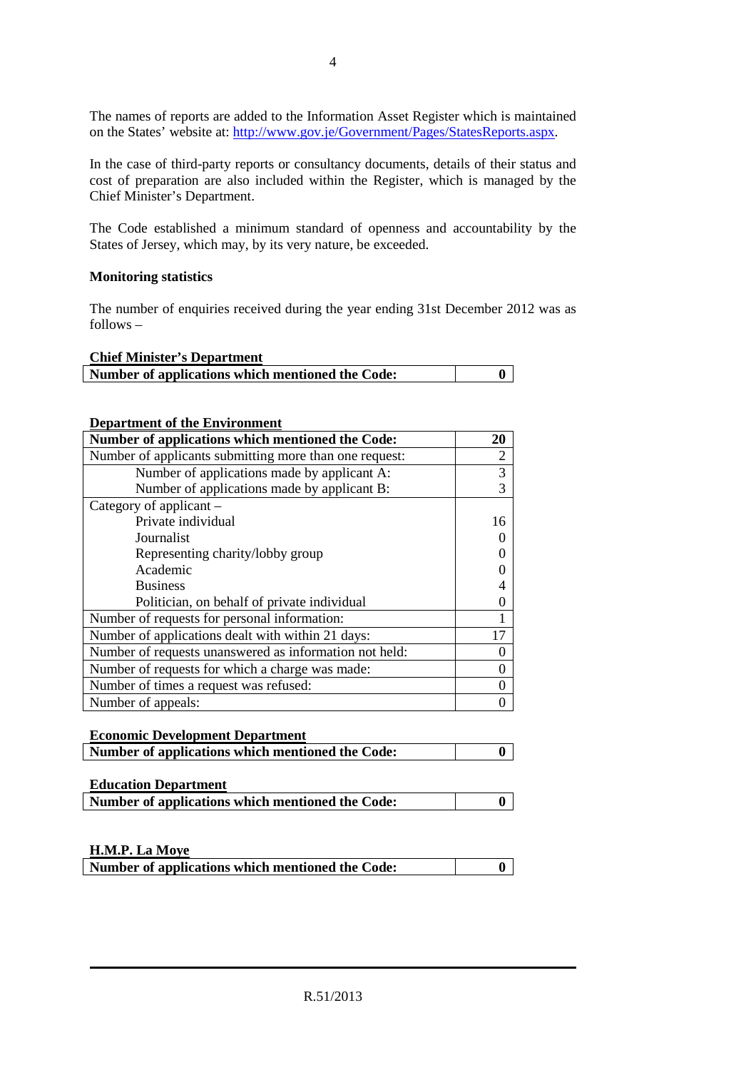The names of reports are added to the Information Asset Register which is maintained on the States' website at: http://www.gov.je/Government/Pages/StatesReports.aspx.

In the case of third-party reports or consultancy documents, details of their status and cost of preparation are also included within the Register, which is managed by the Chief Minister's Department.

The Code established a minimum standard of openness and accountability by the States of Jersey, which may, by its very nature, be exceeded.

**Monitoring statistics**

The number of enquiries received during the year ending 31st December 2012 was as follows –

**Chief Minister's Department**

| **Number of applications which mentioned the Code:** | **0** |
|---|---|

**Department of the Environment**

| **Number of applications which mentioned the Code:** | **20** |
|---|---|
| Number of applicants submitting more than one request: | 2 |
| Number of applications made by applicant A: | 3 |
| Number of applications made by applicant B: | 3 |
| Category of applicant – | |
| Private individual | 16 |
| Journalist | 0 |
| Representing charity/lobby group | 0 |
| Academic | 0 |
| Business | 4 |
| Politician, on behalf of private individual | 0 |
| Number of requests for personal information: | 1 |
| Number of applications dealt with within 21 days: | 17 |
| Number of requests unanswered as information not held: | 0 |
| Number of requests for which a charge was made: | 0 |
| Number of times a request was refused: | 0 |
| Number of appeals: | 0 |

**Economic Development Department**

| **Number of applications which mentioned the Code:** | **0** |
|---|---|

**Education Department**

| **Number of applications which mentioned the Code:** | **0** |
|---|---|

**H.M.P. La Moye**

| **Number of applications which mentioned the Code:** | **0** |
|---|---|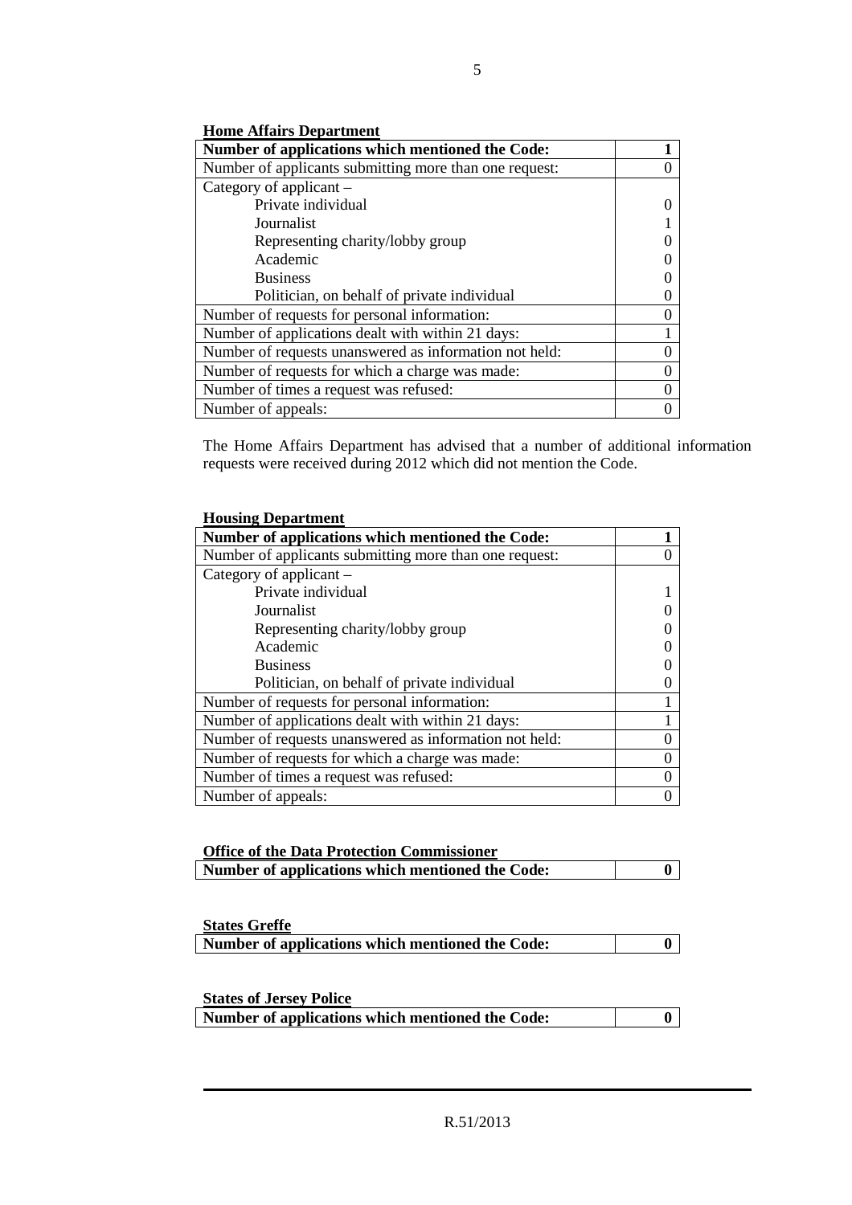**Home Affairs Department**

| **Number of applications which mentioned the Code:** | **1** |
|---|---|
| Number of applicants submitting more than one request: | 0 |
| Category of applicant – | |
| Private individual | 0 |
| Journalist | 1 |
| Representing charity/lobby group | 0 |
| Academic | 0 |
| Business | 0 |
| Politician, on behalf of private individual | 0 |
| Number of requests for personal information: | 0 |
| Number of applications dealt with within 21 days: | 1 |
| Number of requests unanswered as information not held: | 0 |
| Number of requests for which a charge was made: | 0 |
| Number of times a request was refused: | 0 |
| Number of appeals: | 0 |

The Home Affairs Department has advised that a number of additional information requests were received during 2012 which did not mention the Code.

**Housing Department**

| **Number of applications which mentioned the Code:** | **1** |
|---|---|
| Number of applicants submitting more than one request: | 0 |
| Category of applicant – | |
| Private individual | 1 |
| Journalist | 0 |
| Representing charity/lobby group | 0 |
| Academic | 0 |
| Business | 0 |
| Politician, on behalf of private individual | 0 |
| Number of requests for personal information: | 1 |
| Number of applications dealt with within 21 days: | 1 |
| Number of requests unanswered as information not held: | 0 |
| Number of requests for which a charge was made: | 0 |
| Number of times a request was refused: | 0 |
| Number of appeals: | 0 |

**Office of the Data Protection Commissioner**

| **Number of applications which mentioned the Code:** | **0** |
|---|---|

**States Greffe**

| **Number of applications which mentioned the Code:** | **0** |
|---|---|

**States of Jersey Police**

| **Number of applications which mentioned the Code:** | **0** |
|---|---|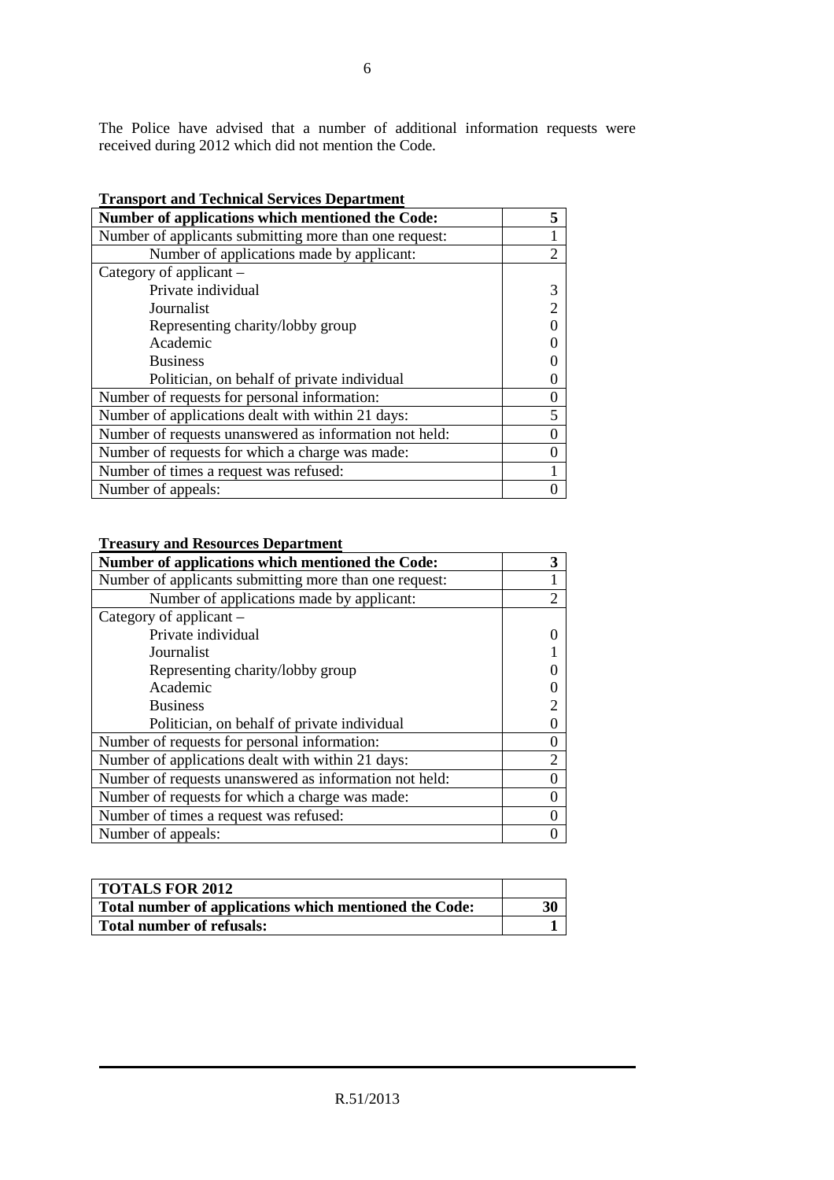The Police have advised that a number of additional information requests were received during 2012 which did not mention the Code.

**Transport and Technical Services Department**

| **Number of applications which mentioned the Code:** | **5** |
|---|---|
| Number of applicants submitting more than one request: | 1 |
| Number of applications made by applicant: | 2 |
| Category of applicant – | |
| Private individual | 3 |
| Journalist | 2 |
| Representing charity/lobby group | 0 |
| Academic | 0 |
| Business | 0 |
| Politician, on behalf of private individual | 0 |
| Number of requests for personal information: | 0 |
| Number of applications dealt with within 21 days: | 5 |
| Number of requests unanswered as information not held: | 0 |
| Number of requests for which a charge was made: | 0 |
| Number of times a request was refused: | 1 |
| Number of appeals: | 0 |

**Treasury and Resources Department**

| **Number of applications which mentioned the Code:** | **3** |
|---|---|
| Number of applicants submitting more than one request: | 1 |
| Number of applications made by applicant: | 2 |
| Category of applicant – | |
| Private individual | 0 |
| Journalist | 1 |
| Representing charity/lobby group | 0 |
| Academic | 0 |
| Business | 2 |
| Politician, on behalf of private individual | 0 |
| Number of requests for personal information: | 0 |
| Number of applications dealt with within 21 days: | 2 |
| Number of requests unanswered as information not held: | 0 |
| Number of requests for which a charge was made: | 0 |
| Number of times a request was refused: | 0 |
| Number of appeals: | 0 |

| **TOTALS FOR 2012** | |
|---|---|
| **Total number of applications which mentioned the Code:** | **30** |
| **Total number of refusals:** | **1** |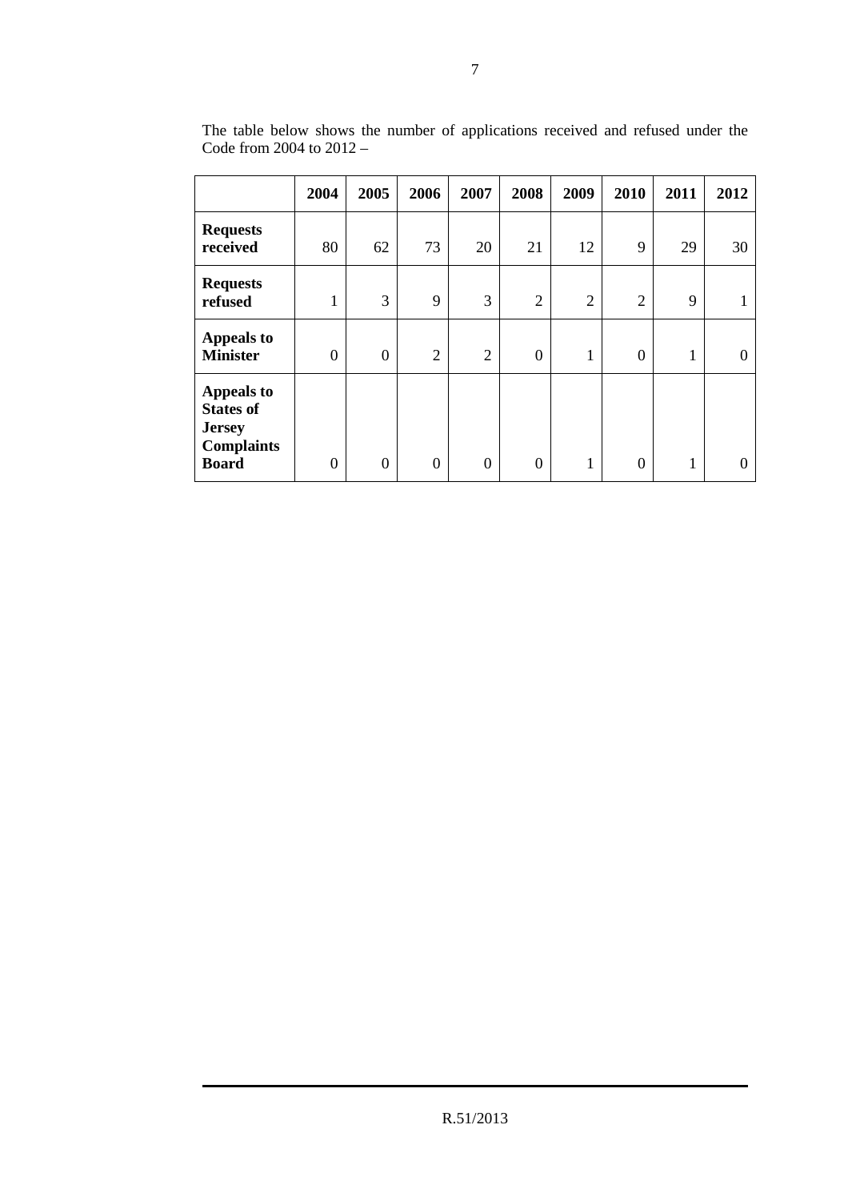The table below shows the number of applications received and refused under the Code from 2004 to 2012 –

| | 2004 | 2005 | 2006 | 2007 | 2008 | 2009 | 2010 | 2011 | 2012 |
|---|---|---|---|---|---|---|---|---|---|
| **Requests received** | 80 | 62 | 73 | 20 | 21 | 12 | 9 | 29 | 30 |
| **Requests refused** | 1 | 3 | 9 | 3 | 2 | 2 | 2 | 9 | 1 |
| **Appeals to Minister** | 0 | 0 | 2 | 2 | 0 | 1 | 0 | 1 | 0 |
| **Appeals to States of Jersey Complaints Board** | 0 | 0 | 0 | 0 | 0 | 1 | 0 | 1 | 0 |